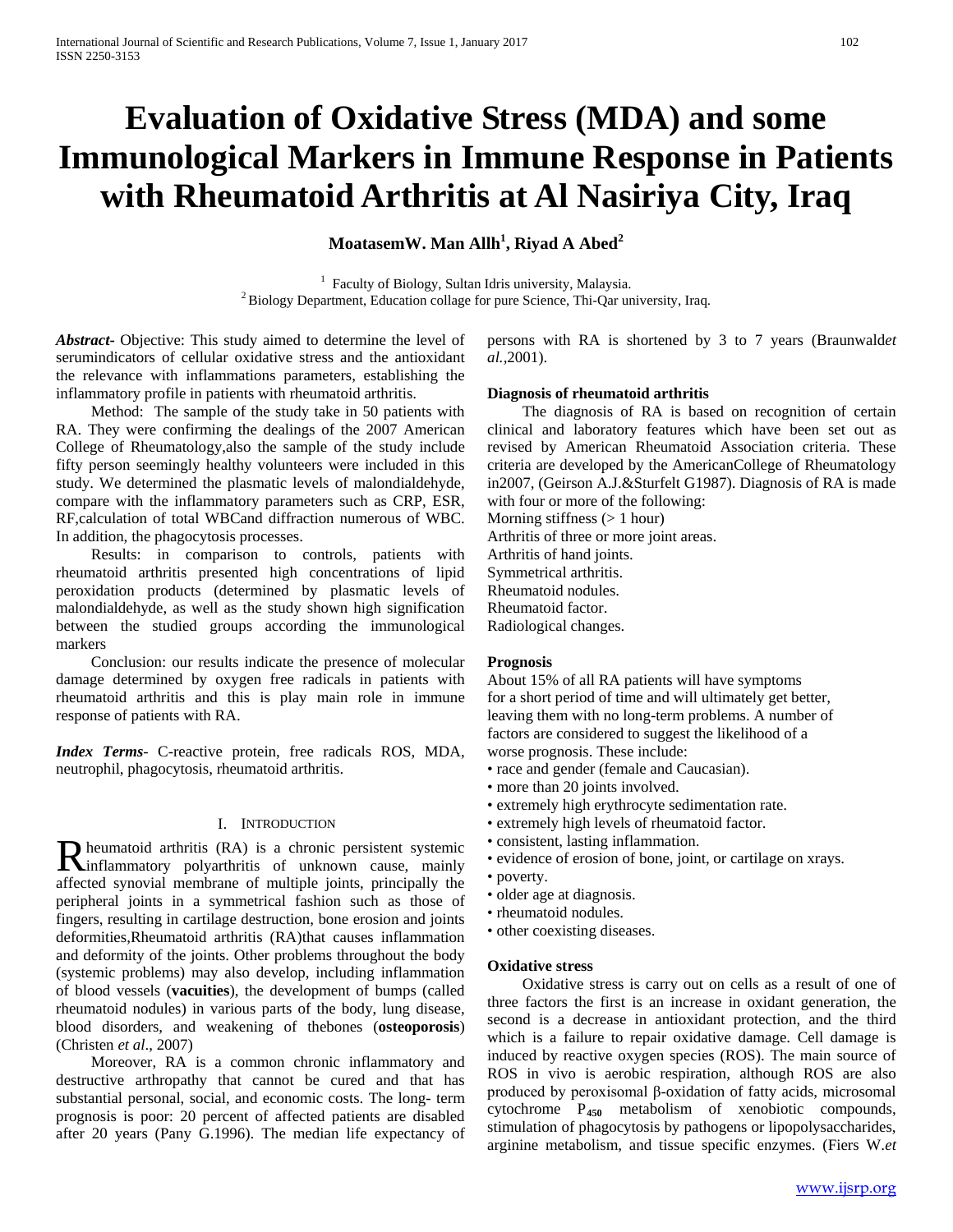# Evaluation of Oxidative Stress (MDA) and some Immunological Markers in Immune Response in Patients with Rheumatoid Arthritis at Al Nasiriya City, Iraq

**MoatasemW. Man Allh[1], Riyad A Abed[2]**

[1] Faculty of Biology, Sultan Idris university, Malaysia.
[2] Biology Department, Education collage for pure Science, Thi-Qar university, Iraq.

***Abstract***- Objective: This study aimed to determine the level of serumindicators of cellular oxidative stress and the antioxidant the relevance with inflammations parameters, establishing the inflammatory profile in patients with rheumatoid arthritis.

Method: The sample of the study take in 50 patients with RA. They were confirming the dealings of the 2007 American College of Rheumatology,also the sample of the study include fifty person seemingly healthy volunteers were included in this study. We determined the plasmatic levels of malondialdehyde, compare with the inflammatory parameters such as CRP, ESR, RF,calculation of total WBCand diffraction numerous of WBC. In addition, the phagocytosis processes.

Results: in comparison to controls, patients with rheumatoid arthritis presented high concentrations of lipid peroxidation products (determined by plasmatic levels of malondialdehyde, as well as the study shown high signification between the studied groups according the immunological markers

Conclusion: our results indicate the presence of molecular damage determined by oxygen free radicals in patients with rheumatoid arthritis and this is play main role in immune response of patients with RA.

***Index Terms***- C-reactive protein, free radicals ROS, MDA, neutrophil, phagocytosis, rheumatoid arthritis.

## I. Introduction

Rheumatoid arthritis (RA) is a chronic persistent systemic inflammatory polyarthritis of unknown cause, mainly affected synovial membrane of multiple joints, principally the peripheral joints in a symmetrical fashion such as those of fingers, resulting in cartilage destruction, bone erosion and joints deformities,Rheumatoid arthritis (RA)that causes inflammation and deformity of the joints. Other problems throughout the body (systemic problems) may also develop, including inflammation of blood vessels (**vacuities**), the development of bumps (called rheumatoid nodules) in various parts of the body, lung disease, blood disorders, and weakening of thebones (**osteoporosis**) (Christen *et al*., 2007)

Moreover, RA is a common chronic inflammatory and destructive arthropathy that cannot be cured and that has substantial personal, social, and economic costs. The long- term prognosis is poor: 20 percent of affected patients are disabled after 20 years (Pany G.1996). The median life expectancy of persons with RA is shortened by 3 to 7 years (Braunwald*et al.,*2001).

### Diagnosis of rheumatoid arthritis

The diagnosis of RA is based on recognition of certain clinical and laboratory features which have been set out as revised by American Rheumatoid Association criteria. These criteria are developed by the AmericanCollege of Rheumatology in2007, (Geirson A.J.&Sturfelt G1987). Diagnosis of RA is made with four or more of the following:

Morning stiffness (> 1 hour)
Arthritis of three or more joint areas.
Arthritis of hand joints.
Symmetrical arthritis.
Rheumatoid nodules.
Rheumatoid factor.
Radiological changes.

### Prognosis

About 15% of all RA patients will have symptoms for a short period of time and will ultimately get better, leaving them with no long-term problems. A number of factors are considered to suggest the likelihood of a worse prognosis. These include:

- race and gender (female and Caucasian).
- more than 20 joints involved.
- extremely high erythrocyte sedimentation rate.
- extremely high levels of rheumatoid factor.
- consistent, lasting inflammation.
- evidence of erosion of bone, joint, or cartilage on xrays.
- poverty.
- older age at diagnosis.
- rheumatoid nodules.
- other coexisting diseases.

### Oxidative stress

Oxidative stress is carry out on cells as a result of one of three factors the first is an increase in oxidant generation, the second is a decrease in antioxidant protection, and the third which is a failure to repair oxidative damage. Cell damage is induced by reactive oxygen species (ROS). The main source of ROS in vivo is aerobic respiration, although ROS are also produced by peroxisomal β-oxidation of fatty acids, microsomal cytochrome $P_{450}$ metabolism of xenobiotic compounds, stimulation of phagocytosis by pathogens or lipopolysaccharides, arginine metabolism, and tissue specific enzymes. (Fiers W.*et*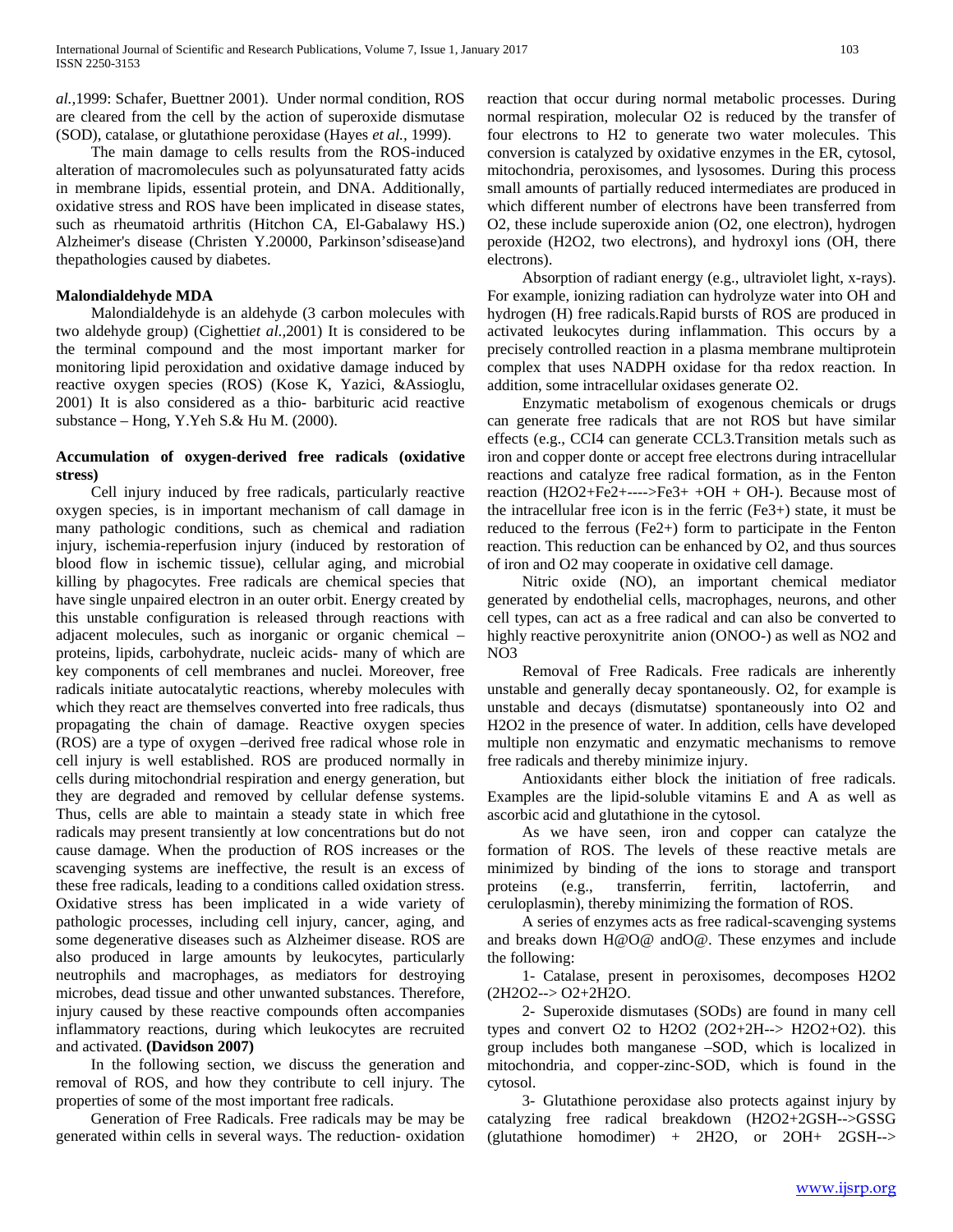*al.,*1999: Schafer, Buettner 2001). Under normal condition, ROS are cleared from the cell by the action of superoxide dismutase (SOD), catalase, or glutathione peroxidase (Hayes *et al.,* 1999).

The main damage to cells results from the ROS-induced alteration of macromolecules such as polyunsaturated fatty acids in membrane lipids, essential protein, and DNA. Additionally, oxidative stress and ROS have been implicated in disease states, such as rheumatoid arthritis (Hitchon CA, El-Gabalawy HS.) Alzheimer's disease (Christen Y.20000, Parkinson'sdisease)and thepathologies caused by diabetes.

**Malondialdehyde MDA**

Malondialdehyde is an aldehyde (3 carbon molecules with two aldehyde group) (Cighetti*et al.,*2001) It is considered to be the terminal compound and the most important marker for monitoring lipid peroxidation and oxidative damage induced by reactive oxygen species (ROS) (Kose K, Yazici, &Assioglu, 2001) It is also considered as a thio- barbituric acid reactive substance – Hong, Y.Yeh S.& Hu M. (2000).

**Accumulation of oxygen-derived free radicals (oxidative stress)**

Cell injury induced by free radicals, particularly reactive oxygen species, is in important mechanism of call damage in many pathologic conditions, such as chemical and radiation injury, ischemia-reperfusion injury (induced by restoration of blood flow in ischemic tissue), cellular aging, and microbial killing by phagocytes. Free radicals are chemical species that have single unpaired electron in an outer orbit. Energy created by this unstable configuration is released through reactions with adjacent molecules, such as inorganic or organic chemical – proteins, lipids, carbohydrate, nucleic acids- many of which are key components of cell membranes and nuclei. Moreover, free radicals initiate autocatalytic reactions, whereby molecules with which they react are themselves converted into free radicals, thus propagating the chain of damage. Reactive oxygen species (ROS) are a type of oxygen –derived free radical whose role in cell injury is well established. ROS are produced normally in cells during mitochondrial respiration and energy generation, but they are degraded and removed by cellular defense systems. Thus, cells are able to maintain a steady state in which free radicals may present transiently at low concentrations but do not cause damage. When the production of ROS increases or the scavenging systems are ineffective, the result is an excess of these free radicals, leading to a conditions called oxidation stress. Oxidative stress has been implicated in a wide variety of pathologic processes, including cell injury, cancer, aging, and some degenerative diseases such as Alzheimer disease. ROS are also produced in large amounts by leukocytes, particularly neutrophils and macrophages, as mediators for destroying microbes, dead tissue and other unwanted substances. Therefore, injury caused by these reactive compounds often accompanies inflammatory reactions, during which leukocytes are recruited and activated. **(Davidson 2007)**

In the following section, we discuss the generation and removal of ROS, and how they contribute to cell injury. The properties of some of the most important free radicals.

Generation of Free Radicals. Free radicals may be may be generated within cells in several ways. The reduction- oxidation reaction that occur during normal metabolic processes. During normal respiration, molecular O2 is reduced by the transfer of four electrons to H2 to generate two water molecules. This conversion is catalyzed by oxidative enzymes in the ER, cytosol, mitochondria, peroxisomes, and lysosomes. During this process small amounts of partially reduced intermediates are produced in which different number of electrons have been transferred from O2, these include superoxide anion (O2, one electron), hydrogen peroxide (H2O2, two electrons), and hydroxyl ions (OH, there electrons).

Absorption of radiant energy (e.g., ultraviolet light, x-rays). For example, ionizing radiation can hydrolyze water into OH and hydrogen (H) free radicals.Rapid bursts of ROS are produced in activated leukocytes during inflammation. This occurs by a precisely controlled reaction in a plasma membrane multiprotein complex that uses NADPH oxidase for tha redox reaction. In addition, some intracellular oxidases generate O2.

Enzymatic metabolism of exogenous chemicals or drugs can generate free radicals that are not ROS but have similar effects (e.g., CCI4 can generate CCL3.Transition metals such as iron and copper donte or accept free electrons during intracellular reactions and catalyze free radical formation, as in the Fenton reaction ($H_2O_2+Fe^{2+} \longrightarrow Fe^{3+} + OH + OH^-$). Because most of the intracellular free icon is in the ferric ($Fe^{3+}$) state, it must be reduced to the ferrous ($Fe^{2+}$) form to participate in the Fenton reaction. This reduction can be enhanced by O2, and thus sources of iron and O2 may cooperate in oxidative cell damage.

Nitric oxide (NO), an important chemical mediator generated by endothelial cells, macrophages, neurons, and other cell types, can act as a free radical and can also be converted to highly reactive peroxynitrite anion ($ONOO^-$) as well as NO2 and NO3

Removal of Free Radicals. Free radicals are inherently unstable and generally decay spontaneously. O2, for example is unstable and decays (dismutatse) spontaneously into O2 and H2O2 in the presence of water. In addition, cells have developed multiple non enzymatic and enzymatic mechanisms to remove free radicals and thereby minimize injury.

Antioxidants either block the initiation of free radicals. Examples are the lipid-soluble vitamins E and A as well as ascorbic acid and glutathione in the cytosol.

As we have seen, iron and copper can catalyze the formation of ROS. The levels of these reactive metals are minimized by binding of the ions to storage and transport proteins (e.g., transferrin, ferritin, lactoferrin, and ceruloplasmin), thereby minimizing the formation of ROS.

A series of enzymes acts as free radical-scavenging systems and breaks down H@O@ andO@. These enzymes and include the following:

1- Catalase, present in peroxisomes, decomposes H2O2 ($2H_2O_2 \rightarrow O_2+2H_2O$.

2- Superoxide dismutases (SODs) are found in many cell types and convert O2 to H2O2 ($2O_2+2H \rightarrow H_2O_2+O_2$). this group includes both manganese –SOD, which is localized in mitochondria, and copper-zinc-SOD, which is found in the cytosol.

3- Glutathione peroxidase also protects against injury by catalyzing free radical breakdown ($H_2O_2+2GSH \rightarrow GSSG$ (glutathione homodimer) + $2H_2O$, or $2OH+ 2GSH \rightarrow$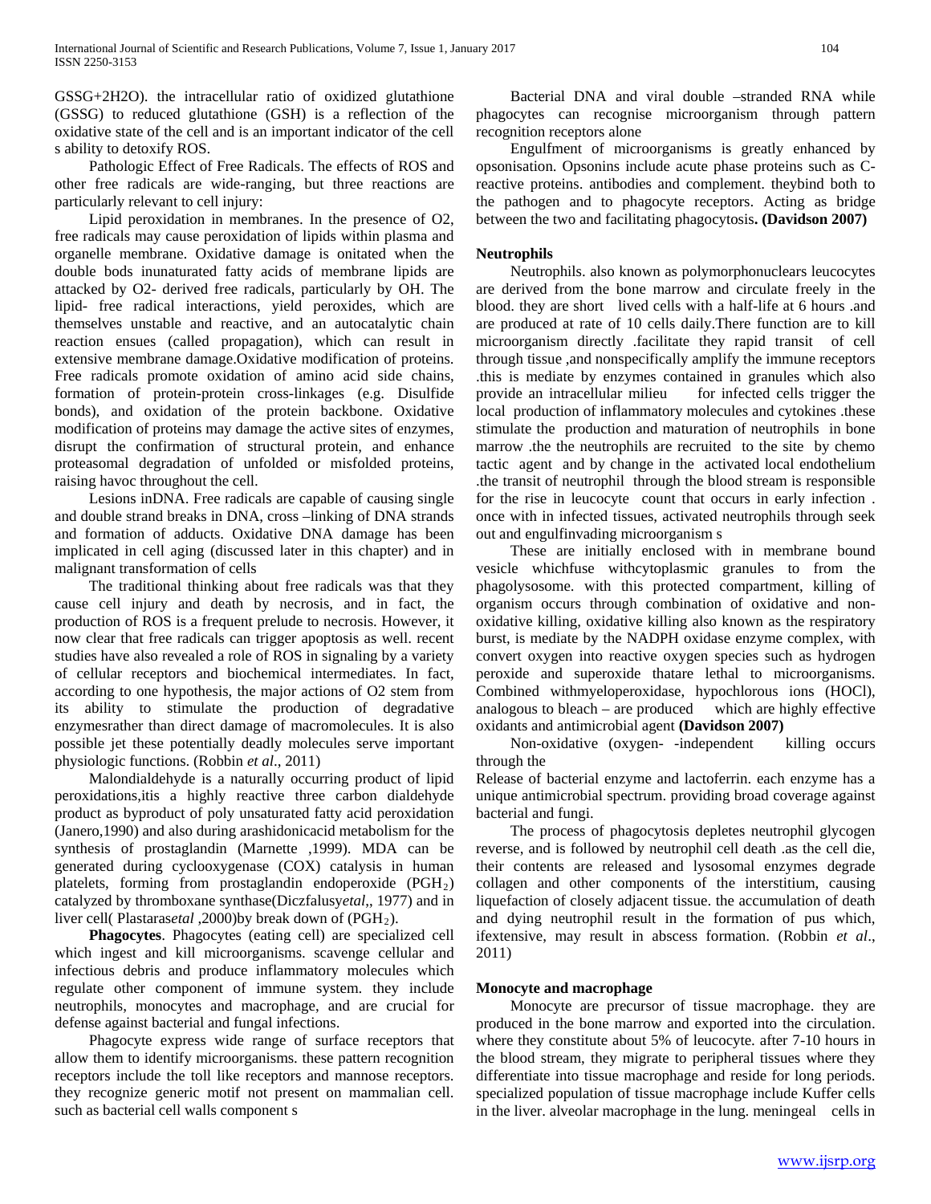GSSG+2H2O). the intracellular ratio of oxidized glutathione (GSSG) to reduced glutathione (GSH) is a reflection of the oxidative state of the cell and is an important indicator of the cell s ability to detoxify ROS.

Pathologic Effect of Free Radicals. The effects of ROS and other free radicals are wide-ranging, but three reactions are particularly relevant to cell injury:

Lipid peroxidation in membranes. In the presence of O2, free radicals may cause peroxidation of lipids within plasma and organelle membrane. Oxidative damage is onitated when the double bods inunaturated fatty acids of membrane lipids are attacked by O2- derived free radicals, particularly by OH. The lipid- free radical interactions, yield peroxides, which are themselves unstable and reactive, and an autocatalytic chain reaction ensues (called propagation), which can result in extensive membrane damage.Oxidative modification of proteins. Free radicals promote oxidation of amino acid side chains, formation of protein-protein cross-linkages (e.g. Disulfide bonds), and oxidation of the protein backbone. Oxidative modification of proteins may damage the active sites of enzymes, disrupt the confirmation of structural protein, and enhance proteasomal degradation of unfolded or misfolded proteins, raising havoc throughout the cell.

Lesions inDNA. Free radicals are capable of causing single and double strand breaks in DNA, cross –linking of DNA strands and formation of adducts. Oxidative DNA damage has been implicated in cell aging (discussed later in this chapter) and in malignant transformation of cells

The traditional thinking about free radicals was that they cause cell injury and death by necrosis, and in fact, the production of ROS is a frequent prelude to necrosis. However, it now clear that free radicals can trigger apoptosis as well. recent studies have also revealed a role of ROS in signaling by a variety of cellular receptors and biochemical intermediates. In fact, according to one hypothesis, the major actions of O2 stem from its ability to stimulate the production of degradative enzymesrather than direct damage of macromolecules. It is also possible jet these potentially deadly molecules serve important physiologic functions. (Robbin *et al*., 2011)

Malondialdehyde is a naturally occurring product of lipid peroxidations,itis a highly reactive three carbon dialdehyde product as byproduct of poly unsaturated fatty acid peroxidation (Janero,1990) and also during arashidonicacid metabolism for the synthesis of prostaglandin (Marnette ,1999). MDA can be generated during cyclooxygenase (COX) catalysis in human platelets, forming from prostaglandin endoperoxide ($PGH_2$) catalyzed by thromboxane synthase(Diczfalusy*etal*,, 1977) and in liver cell( Plastaras*etal* ,2000)by break down of ($PGH_2$).

**Phagocytes**. Phagocytes (eating cell) are specialized cell which ingest and kill microorganisms. scavenge cellular and infectious debris and produce inflammatory molecules which regulate other component of immune system. they include neutrophils, monocytes and macrophage, and are crucial for defense against bacterial and fungal infections.

Phagocyte express wide range of surface receptors that allow them to identify microorganisms. these pattern recognition receptors include the toll like receptors and mannose receptors. they recognize generic motif not present on mammalian cell. such as bacterial cell walls component s

Bacterial DNA and viral double –stranded RNA while phagocytes can recognise microorganism through pattern recognition receptors alone

Engulfment of microorganisms is greatly enhanced by opsonisation. Opsonins include acute phase proteins such as C-reactive proteins. antibodies and complement. theybind both to the pathogen and to phagocyte receptors. Acting as bridge between the two and facilitating phagocytosis**. (Davidson 2007)**

### Neutrophils

Neutrophils. also known as polymorphonuclears leucocytes are derived from the bone marrow and circulate freely in the blood. they are short lived cells with a half-life at 6 hours .and are produced at rate of 10 cells daily.There function are to kill microorganism directly .facilitate they rapid transit of cell through tissue ,and nonspecifically amplify the immune receptors .this is mediate by enzymes contained in granules which also provide an intracellular milieu for infected cells trigger the local production of inflammatory molecules and cytokines .these stimulate the production and maturation of neutrophils in bone marrow .the the neutrophils are recruited to the site by chemo tactic agent and by change in the activated local endothelium .the transit of neutrophil through the blood stream is responsible for the rise in leucocyte count that occurs in early infection . once with in infected tissues, activated neutrophils through seek out and engulfinvading microorganism s

These are initially enclosed with in membrane bound vesicle whichfuse withcytoplasmic granules to from the phagolysosome. with this protected compartment, killing of organism occurs through combination of oxidative and non-oxidative killing, oxidative killing also known as the respiratory burst, is mediate by the NADPH oxidase enzyme complex, with convert oxygen into reactive oxygen species such as hydrogen peroxide and superoxide thatare lethal to microorganisms. Combined withmyeloperoxidase, hypochlorous ions (HOCl), analogous to bleach – are produced which are highly effective oxidants and antimicrobial agent **(Davidson 2007)**

Non-oxidative (oxygen- -independent killing occurs through the Release of bacterial enzyme and lactoferrin. each enzyme has a unique antimicrobial spectrum. providing broad coverage against bacterial and fungi.

The process of phagocytosis depletes neutrophil glycogen reverse, and is followed by neutrophil cell death .as the cell die, their contents are released and lysosomal enzymes degrade collagen and other components of the interstitium, causing liquefaction of closely adjacent tissue. the accumulation of death and dying neutrophil result in the formation of pus which, ifextensive, may result in abscess formation. (Robbin *et al*., 2011)

### Monocyte and macrophage

Monocyte are precursor of tissue macrophage. they are produced in the bone marrow and exported into the circulation. where they constitute about 5% of leucocyte. after 7-10 hours in the blood stream, they migrate to peripheral tissues where they differentiate into tissue macrophage and reside for long periods. specialized population of tissue macrophage include Kuffer cells in the liver. alveolar macrophage in the lung. meningeal cells in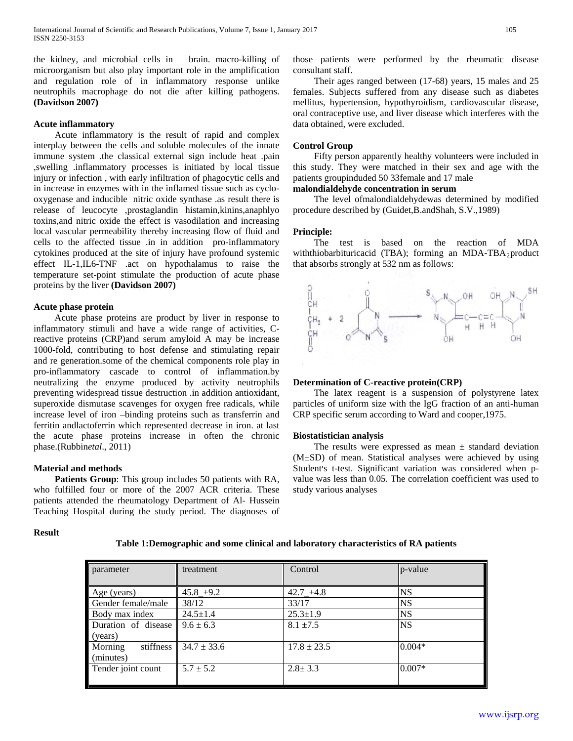the kidney, and microbial cells in brain. macro-killing of microorganism but also play important role in the amplification and regulation role of in inflammatory response unlike neutrophils macrophage do not die after killing pathogens. **(Davidson 2007)**

### Acute inflammatory

Acute inflammatory is the result of rapid and complex interplay between the cells and soluble molecules of the innate immune system .the classical external sign include heat .pain ,swelling .inflammatory processes is initiated by local tissue injury or infection , with early infiltration of phagocytic cells and in increase in enzymes with in the inflamed tissue such as cyclo-oxygenase and inducible nitric oxide synthase .as result there is release of leucocyte ,prostaglandin histamin,kinins,anaphlyo toxins,and nitric oxide the effect is vasodilation and increasing local vascular permeability thereby increasing flow of fluid and cells to the affected tissue .in in addition pro-inflammatory cytokines produced at the site of injury have profound systemic effect IL-1,IL6-TNF .act on hypothalamus to raise the temperature set-point stimulate the production of acute phase proteins by the liver **(Davidson 2007)**

### Acute phase protein

Acute phase proteins are product by liver in response to inflammatory stimuli and have a wide range of activities, C-reactive proteins (CRP)and serum amyloid A may be increase 1000-fold, contributing to host defense and stimulating repair and re generation.some of the chemical components role play in pro-inflammatory cascade to control of inflammation.by neutralizing the enzyme produced by activity neutrophils preventing widespread tissue destruction .in addition antioxidant, superoxide dismutase scavenges for oxygen free radicals, while increase level of iron –binding proteins such as transferrin and ferritin andlactoferrin which represented decrease in iron. at last the acute phase proteins increase in often the chronic phase.(Rubbin*etal*., 2011)

### Material and methods

**Patients Group**: This group includes 50 patients with RA, who fulfilled four or more of the 2007 ACR criteria. These patients attended the rheumatology Department of Al- Hussein Teaching Hospital during the study period. The diagnoses of those patients were performed by the rheumatic disease consultant staff.

Their ages ranged between (17-68) years, 15 males and 25 females. Subjects suffered from any disease such as diabetes mellitus, hypertension, hypothyroidism, cardiovascular disease, oral contraceptive use, and liver disease which interferes with the data obtained, were excluded.

### Control Group

Fifty person apparently healthy volunteers were included in this study. They were matched in their sex and age with the patients groupinduded 50 33female and 17 male

### malondialdehyde concentration in serum

The level ofmalondialdehydewas determined by modified procedure described by (Guidet,B.andShah, S.V.,1989)

### Principle:

The test is based on the reaction of MDA withthiobarbituricacid (TBA); forming an MDA-$TBA_2$product that absorbs strongly at 532 nm as follows:

### Determination of C-reactive protein(CRP)

The latex reagent is a suspension of polystyrene latex particles of uniform size with the IgG fraction of an anti-human CRP specific serum according to Ward and cooper,1975.

### Biostatistician analysis

The results were expressed as mean ± standard deviation (M±SD) of mean. Statistical analyses were achieved by using Student's t-test. Significant variation was considered when p-value was less than 0.05. The correlation coefficient was used to study various analyses

### Result

**Table 1:Demographic and some clinical and laboratory characteristics of RA patients**

| parameter | treatment | Control | p-value |
|---|---|---|---|
| Age (years) | 45.8_+9.2 | 42.7_+4.8 | NS |
| Gender female/male | 38/12 | 33/17 | NS |
| Body max index | 24.5±1.4 | 25.3±1.9 | NS |
| Duration of disease (years) | 9.6 ± 6.3 | 8.1 ±7.5 | NS |
| Morning stiffness (minutes) | 34.7 ± 33.6 | 17.8 ± 23.5 | 0.004* |
| Tender joint count | 5.7 ± 5.2 | 2.8± 3.3 | 0.007* |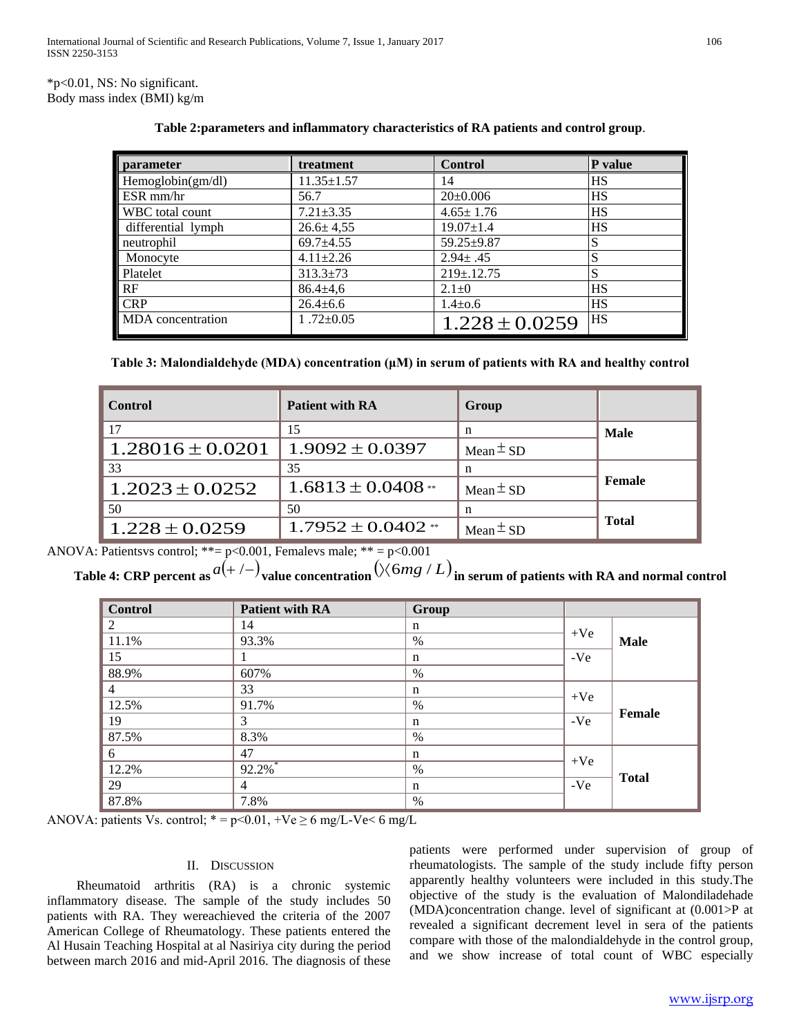*p<0.01, NS: No significant.
Body mass index (BMI) kg/m

**Table 2:parameters and inflammatory characteristics of RA patients and control group**.

| parameter | treatment | Control | P value |
|---|---|---|---|
| Hemoglobin(gm/dl) | 11.35±1.57 | 14 | HS |
| ESR mm/hr | 56.7 | 20±0.006 | HS |
| WBC total count | 7.21±3.35 | 4.65± 1.76 | HS |
| differential lymph | 26.6± 4,55 | 19.07±1.4 | HS |
| neutrophil | 69.7±4.55 | 59.25±9.87 | S |
| Monocyte | 4.11±2.26 | 2.94± .45 | S |
| Platelet | 313.3±73 | 219±.12.75 | S |
| RF | 86.4±4,6 | 2.1±0 | HS |
| CRP | 26.4±6.6 | 1.4±o.6 | HS |
| MDA concentration | 1 .72±0.05 | $1.228 \pm 0.0259$ | HS |

**Table 3: Malondialdehyde (MDA) concentration (µM) in serum of patients with RA and healthy control**

| Control | Patient with RA | Group | |
|---|---|---|---|
| 17 | 15 | n | **Male** |
| $1.28016 \pm 0.0201$ | $1.9092 \pm 0.0397$ | Mean ± SD | |
| 33 | 35 | n | **Female** |
| $1.2023 \pm 0.0252$ | $1.6813 \pm 0.0408$ ** | Mean ± SD | |
| 50 | 50 | n | **Total** |
| $1.228 \pm 0.0259$ | $1.7952 \pm 0.0402$ ** | Mean ± SD | |

ANOVA: Patientsvs control; **= p<0.001, Femalevs male; ** = p<0.001

**Table 4: CRP percent as $a(+/-)$ value concentration $(\langle 6mg/L)$ in serum of patients with RA and normal control**

| Control | Patient with RA | Group | | |
|---|---|---|---|---|
| 2 | 14 | n | +Ve | **Male** |
| 11.1% | 93.3% | % | | |
| 15 | 1 | n | -Ve | |
| 88.9% | 607% | % | | |
| 4 | 33 | n | +Ve | **Female** |
| 12.5% | 91.7% | % | | |
| 19 | 3 | n | -Ve | |
| 87.5% | 8.3% | % | | |
| 6 | 47 | n | +Ve | **Total** |
| 12.2% | 92.2%* | % | | |
| 29 | 4 | n | -Ve | |
| 87.8% | 7.8% | % | | |

ANOVA: patients Vs. control; * = p<0.01, +Ve ≥ 6 mg/L-Ve< 6 mg/L

## II. Discussion

Rheumatoid arthritis (RA) is a chronic systemic inflammatory disease. The sample of the study includes 50 patients with RA. They wereachieved the criteria of the 2007 American College of Rheumatology. These patients entered the Al Husain Teaching Hospital at al Nasiriya city during the period between march 2016 and mid-April 2016. The diagnosis of these patients were performed under supervision of group of rheumatologists. The sample of the study include fifty person apparently healthy volunteers were included in this study.The objective of the study is the evaluation of Malondiladehade (MDA)concentration change. level of significant at (0.001>P at revealed a significant decrement level in sera of the patients compare with those of the malondialdehyde in the control group, and we show increase of total count of WBC especially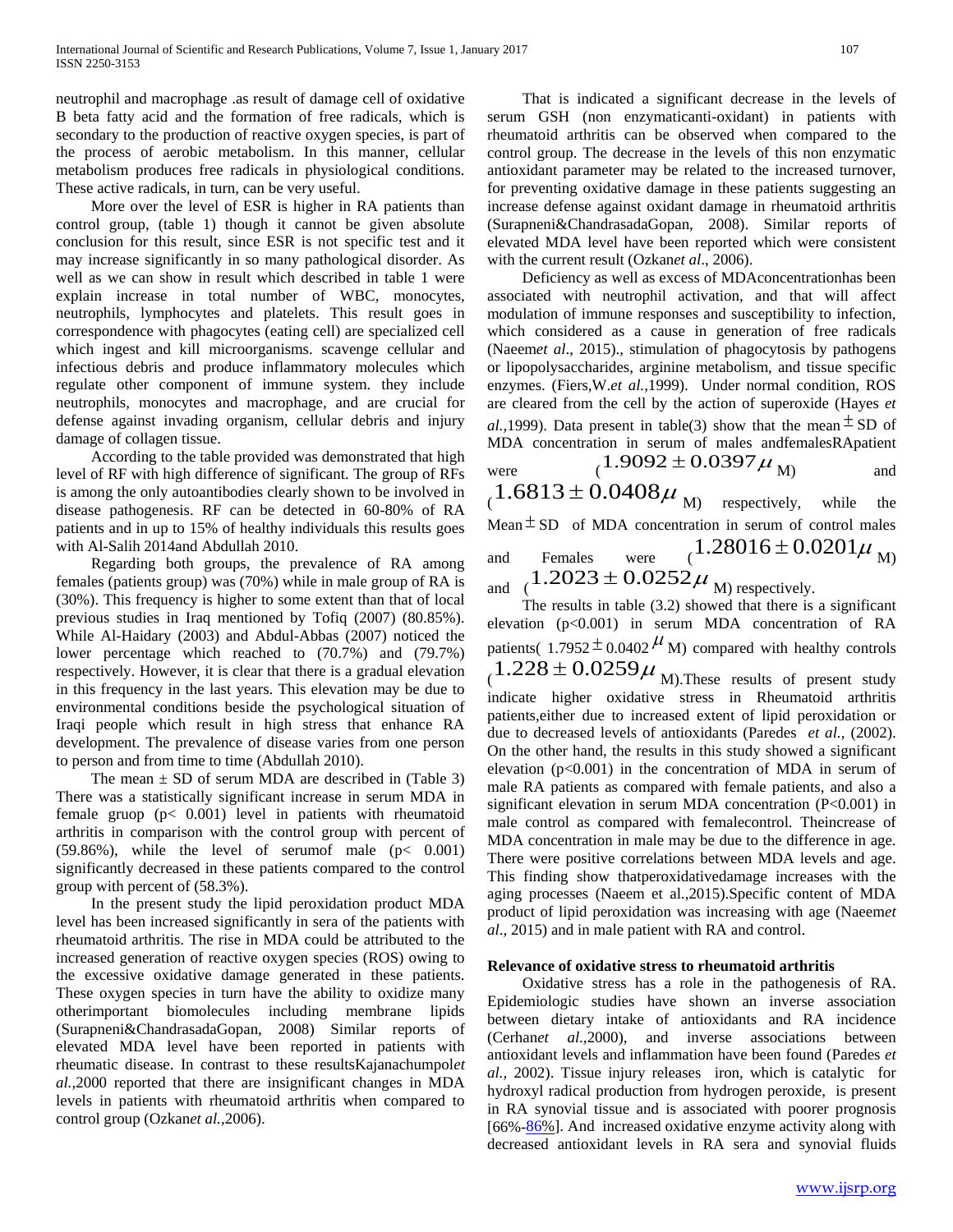neutrophil and macrophage .as result of damage cell of oxidative B beta fatty acid and the formation of free radicals, which is secondary to the production of reactive oxygen species, is part of the process of aerobic metabolism. In this manner, cellular metabolism produces free radicals in physiological conditions. These active radicals, in turn, can be very useful.

More over the level of ESR is higher in RA patients than control group, (table 1) though it cannot be given absolute conclusion for this result, since ESR is not specific test and it may increase significantly in so many pathological disorder. As well as we can show in result which described in table 1 were explain increase in total number of WBC, monocytes, neutrophils, lymphocytes and platelets. This result goes in correspondence with phagocytes (eating cell) are specialized cell which ingest and kill microorganisms. scavenge cellular and infectious debris and produce inflammatory molecules which regulate other component of immune system. they include neutrophils, monocytes and macrophage, and are crucial for defense against invading organism, cellular debris and injury damage of collagen tissue.

According to the table provided was demonstrated that high level of RF with high difference of significant. The group of RFs is among the only autoantibodies clearly shown to be involved in disease pathogenesis. RF can be detected in 60-80% of RA patients and in up to 15% of healthy individuals this results goes with Al-Salih 2014and Abdullah 2010.

Regarding both groups, the prevalence of RA among females (patients group) was (70%) while in male group of RA is (30%). This frequency is higher to some extent than that of local previous studies in Iraq mentioned by Tofiq (2007) (80.85%). While Al-Haidary (2003) and Abdul-Abbas (2007) noticed the lower percentage which reached to (70.7%) and (79.7%) respectively. However, it is clear that there is a gradual elevation in this frequency in the last years. This elevation may be due to environmental conditions beside the psychological situation of Iraqi people which result in high stress that enhance RA development. The prevalence of disease varies from one person to person and from time to time (Abdullah 2010).

The mean ± SD of serum MDA are described in (Table 3) There was a statistically significant increase in serum MDA in female gruop ($p< 0.001$) level in patients with rheumatoid arthritis in comparison with the control group with percent of (59.86%), while the level of serumof male ($p< 0.001$) significantly decreased in these patients compared to the control group with percent of (58.3%).

In the present study the lipid peroxidation product MDA level has been increased significantly in sera of the patients with rheumatoid arthritis. The rise in MDA could be attributed to the increased generation of reactive oxygen species (ROS) owing to the excessive oxidative damage generated in these patients. These oxygen species in turn have the ability to oxidize many otherimportant biomolecules including membrane lipids (Surapneni&ChandrasadaGopan, 2008) Similar reports of elevated MDA level have been reported in patients with rheumatic disease. In contrast to these resultsKajanachumpol*et al.*,2000 reported that there are insignificant changes in MDA levels in patients with rheumatoid arthritis when compared to control group (Ozkan*et al.*,2006).

That is indicated a significant decrease in the levels of serum GSH (non enzymaticanti-oxidant) in patients with rheumatoid arthritis can be observed when compared to the control group. The decrease in the levels of this non enzymatic antioxidant parameter may be related to the increased turnover, for preventing oxidative damage in these patients suggesting an increase defense against oxidant damage in rheumatoid arthritis (Surapneni&ChandrasadaGopan, 2008). Similar reports of elevated MDA level have been reported which were consistent with the current result (Ozkan*et al*., 2006).

Deficiency as well as excess of MDAconcentrationhas been associated with neutrophil activation, and that will affect modulation of immune responses and susceptibility to infection, which considered as a cause in generation of free radicals (Naeem*et al*., 2015)., stimulation of phagocytosis by pathogens or lipopolysaccharides, arginine metabolism, and tissue specific enzymes. (Fiers,W.*et al.,*1999). Under normal condition, ROS are cleared from the cell by the action of superoxide (Hayes *et al.,*1999). Data present in table(3) show that the mean $\pm$ SD of MDA concentration in serum of males andfemalesRApatient were ($1.9092 \pm 0.0397 \mu$ M) and ($1.6813 \pm 0.0408 \mu$ M) respectively, while the Mean $\pm$ SD of MDA concentration in serum of control males and Females were ($1.28016 \pm 0.0201 \mu$ M) and ($1.2023 \pm 0.0252 \mu$ M) respectively.

The results in table (3.2) showed that there is a significant elevation ($p<0.001$) in serum MDA concentration of RA patients( $1.7952 \pm 0.0402 \mu$ M) compared with healthy controls ($1.228 \pm 0.0259 \mu$ M).These results of present study indicate higher oxidative stress in Rheumatoid arthritis patients,either due to increased extent of lipid peroxidation or due to decreased levels of antioxidants (Paredes *et al.,* (2002). On the other hand, the results in this study showed a significant elevation ($p<0.001$) in the concentration of MDA in serum of male RA patients as compared with female patients, and also a significant elevation in serum MDA concentration ($P<0.001$) in male control as compared with femalecontrol. Theincrease of MDA concentration in male may be due to the difference in age. There were positive correlations between MDA levels and age. This finding show thatperoxidativedamage increases with the aging processes (Naeem et al.,2015).Specific content of MDA product of lipid peroxidation was increasing with age (Naeem*et al*., 2015) and in male patient with RA and control.

**Relevance of oxidative stress to rheumatoid arthritis**

Oxidative stress has a role in the pathogenesis of RA. Epidemiologic studies have shown an inverse association between dietary intake of antioxidants and RA incidence (Cerhan*et al*.,2000), and inverse associations between antioxidant levels and inflammation have been found (Paredes *et al.,* 2002). Tissue injury releases iron, which is catalytic for hydroxyl radical production from hydrogen peroxide, is present in RA synovial tissue and is associated with poorer prognosis [66%-86%]. And increased oxidative enzyme activity along with decreased antioxidant levels in RA sera and synovial fluids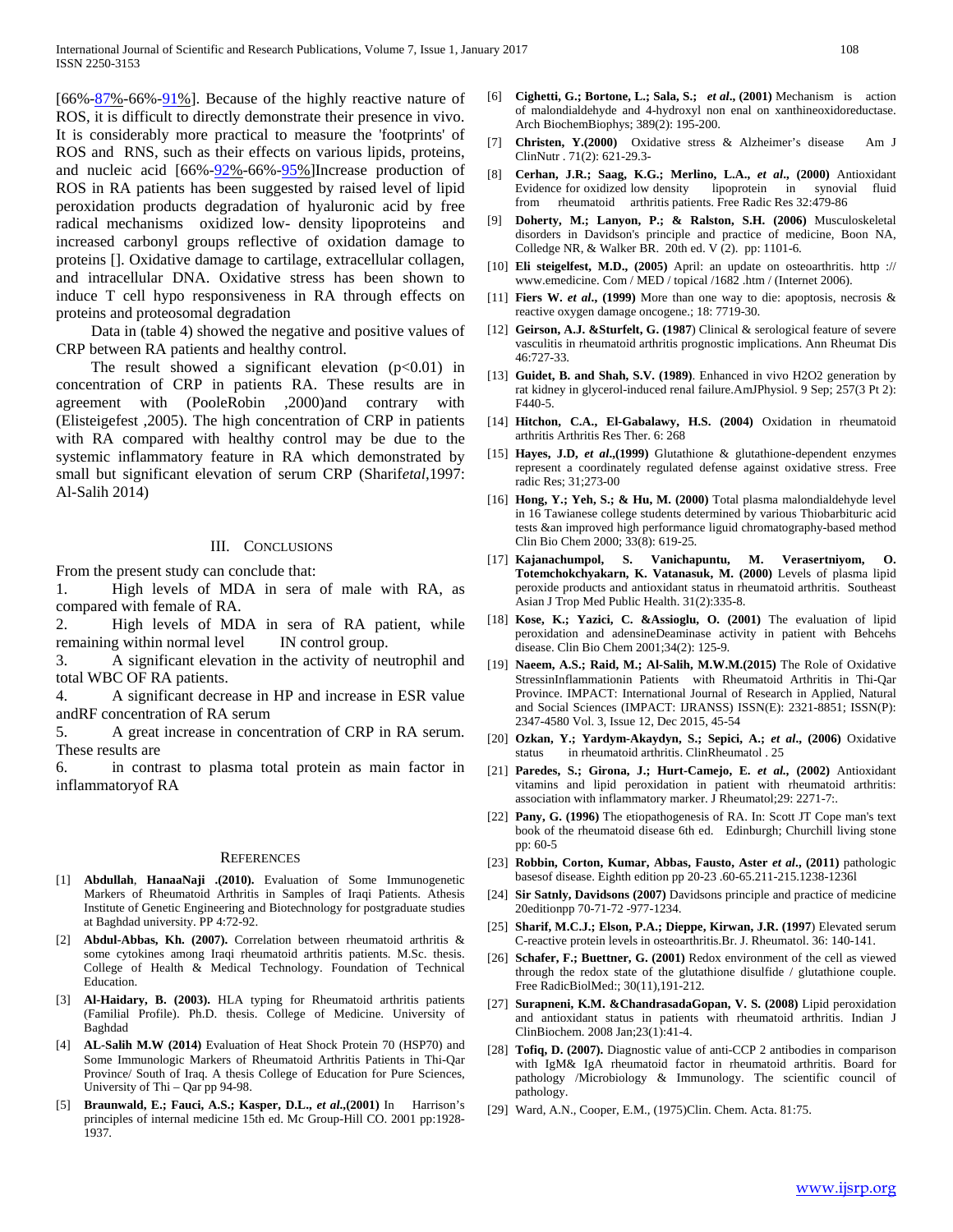[66%-87%-66%-91%]. Because of the highly reactive nature of ROS, it is difficult to directly demonstrate their presence in vivo. It is considerably more practical to measure the 'footprints' of ROS and RNS, such as their effects on various lipids, proteins, and nucleic acid [66%-92%-66%-95%]Increase production of ROS in RA patients has been suggested by raised level of lipid peroxidation products degradation of hyaluronic acid by free radical mechanisms oxidized low- density lipoproteins and increased carbonyl groups reflective of oxidation damage to proteins []. Oxidative damage to cartilage, extracellular collagen, and intracellular DNA. Oxidative stress has been shown to induce T cell hypo responsiveness in RA through effects on proteins and proteosomal degradation

Data in (table 4) showed the negative and positive values of CRP between RA patients and healthy control.

The result showed a significant elevation ($p<0.01$) in concentration of CRP in patients RA. These results are in agreement with (PooleRobin ,2000)and contrary with (Elisteigefest ,2005). The high concentration of CRP in patients with RA compared with healthy control may be due to the systemic inflammatory feature in RA which demonstrated by small but significant elevation of serum CRP (Sharif*etal*,1997: Al-Salih 2014)

## III. Conclusions

From the present study can conclude that:

1. High levels of MDA in sera of male with RA, as compared with female of RA.
2. High levels of MDA in sera of RA patient, while remaining within normal level IN control group.
3. A significant elevation in the activity of neutrophil and total WBC OF RA patients.
4. A significant decrease in HP and increase in ESR value andRF concentration of RA serum
5. A great increase in concentration of CRP in RA serum. These results are
6. in contrast to plasma total protein as main factor in inflammatoryof RA

## References

[1] **Abdullah**, **HanaaNaji .(2010).** Evaluation of Some Immunogenetic Markers of Rheumatoid Arthritis in Samples of Iraqi Patients. Athesis Institute of Genetic Engineering and Biotechnology for postgraduate studies at Baghdad university. PP 4:72-92.

[2] **Abdul-Abbas, Kh. (2007).** Correlation between rheumatoid arthritis & some cytokines among Iraqi rheumatoid arthritis patients. M.Sc. thesis. College of Health & Medical Technology. Foundation of Technical Education.

[3] **Al-Haidary, B. (2003).** HLA typing for Rheumatoid arthritis patients (Familial Profile). Ph.D. thesis. College of Medicine. University of Baghdad

[4] **AL-Salih M.W (2014)** Evaluation of Heat Shock Protein 70 (HSP70) and Some Immunologic Markers of Rheumatoid Arthritis Patients in Thi-Qar Province/ South of Iraq. A thesis College of Education for Pure Sciences, University of Thi – Qar pp 94-98.

[5] **Braunwald, E.; Fauci, A.S.; Kasper, D.L.,** ***et al*.,(2001)** In Harrison's principles of internal medicine 15th ed. Mc Group-Hill CO. 2001 pp:1928-1937.

[6] **Cighetti, G.; Bortone, L.; Sala, S.;** ***et al*., (2001)** Mechanism is action of malondialdehyde and 4-hydroxyl non enal on xanthineoxidoreductase. Arch BiochemBiophys; 389(2): 195-200.

[7] **Christen, Y.(2000)** Oxidative stress & Alzheimer's disease Am J ClinNutr . 71(2): 621-29.3-

[8] **Cerhan, J.R.; Saag, K.G.; Merlino, L.A.,** ***et al*., (2000)** Antioxidant Evidence for oxidized low density lipoprotein in synovial fluid from rheumatoid arthritis patients. Free Radic Res 32:479-86

[9] **Doherty, M.; Lanyon, P.; & Ralston, S.H. (2006)** Musculoskeletal disorders in Davidson's principle and practice of medicine, Boon NA, Colledge NR, & Walker BR. 20th ed. V (2). pp: 1101-6.

[10] **Eli steigelfest, M.D., (2005)** April: an update on osteoarthritis. http :// www.emedicine. Com / MED / topical /1682 .htm / (Internet 2006).

[11] **Fiers W.** ***et al*., (1999)** More than one way to die: apoptosis, necrosis & reactive oxygen damage oncogene.; 18: 7719-30.

[12] **Geirson, A.J. &Sturfelt, G. (1987**) Clinical & serological feature of severe vasculitis in rheumatoid arthritis prognostic implications. Ann Rheumat Dis 46:727-33.

[13] **Guidet, B. and Shah, S.V. (1989)**. Enhanced in vivo H2O2 generation by rat kidney in glycerol-induced renal failure.AmJPhysiol. 9 Sep; 257(3 Pt 2): F440-5.

[14] **Hitchon, C.A., El-Gabalawy, H.S. (2004)** Oxidation in rheumatoid arthritis Arthritis Res Ther. 6: 268

[15] **Hayes, J.D,** ***et al*.,(1999)** Glutathione & glutathione-dependent enzymes represent a coordinately regulated defense against oxidative stress. Free radic Res; 31;273-00

[16] **Hong, Y.; Yeh, S.; & Hu, M. (2000)** Total plasma malondialdehyde level in 16 Tawianese college students determined by various Thiobarbituric acid tests &an improved high performance liguid chromatography-based method Clin Bio Chem 2000; 33(8): 619-25.

[17] **Kajanachumpol, S. Vanichapuntu, M. Verasertniyom, O. Totemchokchyakarn, K. Vatanasuk, M. (2000)** Levels of plasma lipid peroxide products and antioxidant status in rheumatoid arthritis. Southeast Asian J Trop Med Public Health. 31(2):335-8.

[18] **Kose, K.; Yazici, C. &Assioglu, O. (2001)** The evaluation of lipid peroxidation and adensineDeaminase activity in patient with Behcehs disease. Clin Bio Chem 2001;34(2): 125-9.

[19] **Naeem, A.S.; Raid, M.; Al-Salih, M.W.M.(2015)** The Role of Oxidative StressinInflammationin Patients with Rheumatoid Arthritis in Thi-Qar Province. IMPACT: International Journal of Research in Applied, Natural and Social Sciences (IMPACT: IJRANSS) ISSN(E): 2321-8851; ISSN(P): 2347-4580 Vol. 3, Issue 12, Dec 2015, 45-54

[20] **Ozkan, Y.; Yardym-Akaydyn, S.; Sepici, A.;** ***et al*., (2006)** Oxidative status in rheumatoid arthritis. ClinRheumatol . 25

[21] **Paredes, S.; Girona, J.; Hurt-Camejo, E.** ***et al*., (2002)** Antioxidant vitamins and lipid peroxidation in patient with rheumatoid arthritis: association with inflammatory marker. J Rheumatol;29: 2271-7:.

[22] **Pany, G. (1996)** The etiopathogenesis of RA. In: Scott JT Cope man's text book of the rheumatoid disease 6th ed. Edinburgh; Churchill living stone pp: 60-5

[23] **Robbin, Corton, Kumar, Abbas, Fausto, Aster** ***et al*., (2011)** pathologic basesof disease. Eighth edition pp 20-23 .60-65.211-215.1238-1236l

[24] **Sir Satnly, Davidsons (2007)** Davidsons principle and practice of medicine 20editionpp 70-71-72 -977-1234.

[25] **Sharif, M.C.J.; Elson, P.A.; Dieppe, Kirwan, J.R. (1997**) Elevated serum C-reactive protein levels in osteoarthritis.Br. J. Rheumatol. 36: 140-141.

[26] **Schafer, F.; Buettner, G. (2001)** Redox environment of the cell as viewed through the redox state of the glutathione disulfide / glutathione couple. Free RadicBiolMed:; 30(11),191-212.

[27] **Surapneni, K.M. &ChandrasadaGopan, V. S. (2008)** Lipid peroxidation and antioxidant status in patients with rheumatoid arthritis. Indian J ClinBiochem. 2008 Jan;23(1):41-4.

[28] **Tofiq, D. (2007).** Diagnostic value of anti-CCP 2 antibodies in comparison with IgM& IgA rheumatoid factor in rheumatoid arthritis. Board for pathology /Microbiology & Immunology. The scientific council of pathology.

[29] Ward, A.N., Cooper, E.M., (1975)Clin. Chem. Acta. 81:75.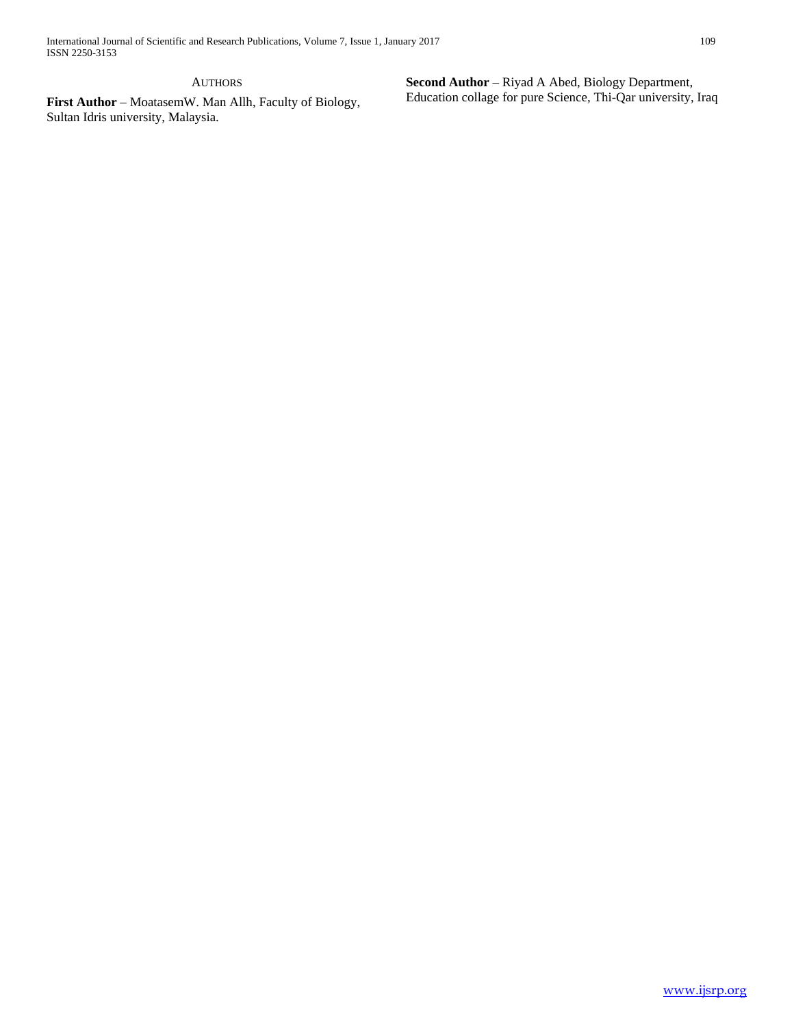### AUTHORS

**First Author** – MoatasemW. Man Allh, Faculty of Biology, Sultan Idris university, Malaysia.

**Second Author** – Riyad A Abed, Biology Department, Education collage for pure Science, Thi-Qar university, Iraq